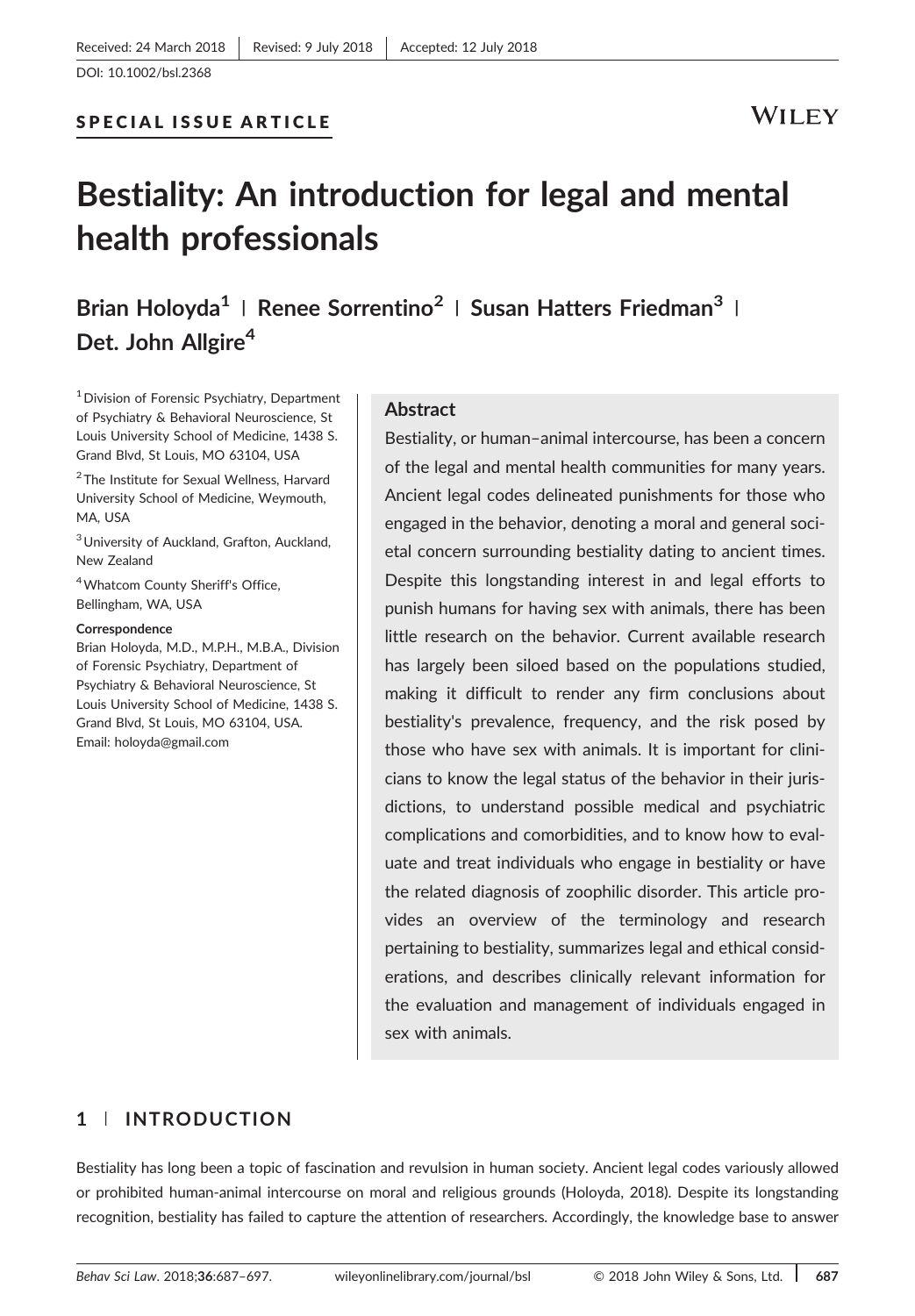Received: 24 March 2018 | Revised: 9 July 2018 | Accepted: 12 July 2018

DOI: 10.1002/bsl.2368

SPECIAL ISSUE ARTICLE

# Bestiality: An introduction for legal and mental health professionals

**Brian Holoyda[1] | Renee Sorrentino[2] | Susan Hatters Friedman[3] | Det. John Allgire[4]**

[1] Division of Forensic Psychiatry, Department of Psychiatry & Behavioral Neuroscience, St Louis University School of Medicine, 1438 S. Grand Blvd, St Louis, MO 63104, USA

[2] The Institute for Sexual Wellness, Harvard University School of Medicine, Weymouth, MA, USA

[3] University of Auckland, Grafton, Auckland, New Zealand

[4] Whatcom County Sheriff's Office, Bellingham, WA, USA

**Correspondence**
Brian Holoyda, M.D., M.P.H., M.B.A., Division of Forensic Psychiatry, Department of Psychiatry & Behavioral Neuroscience, St Louis University School of Medicine, 1438 S. Grand Blvd, St Louis, MO 63104, USA.
Email: holoyda@gmail.com

## Abstract

Bestiality, or human–animal intercourse, has been a concern of the legal and mental health communities for many years. Ancient legal codes delineated punishments for those who engaged in the behavior, denoting a moral and general societal concern surrounding bestiality dating to ancient times. Despite this longstanding interest in and legal efforts to punish humans for having sex with animals, there has been little research on the behavior. Current available research has largely been siloed based on the populations studied, making it difficult to render any firm conclusions about bestiality's prevalence, frequency, and the risk posed by those who have sex with animals. It is important for clinicians to know the legal status of the behavior in their jurisdictions, to understand possible medical and psychiatric complications and comorbidities, and to know how to evaluate and treat individuals who engage in bestiality or have the related diagnosis of zoophilic disorder. This article provides an overview of the terminology and research pertaining to bestiality, summarizes legal and ethical considerations, and describes clinically relevant information for the evaluation and management of individuals engaged in sex with animals.

## 1 | INTRODUCTION

Bestiality has long been a topic of fascination and revulsion in human society. Ancient legal codes variously allowed or prohibited human-animal intercourse on moral and religious grounds (Holoyda, 2018). Despite its longstanding recognition, bestiality has failed to capture the attention of researchers. Accordingly, the knowledge base to answer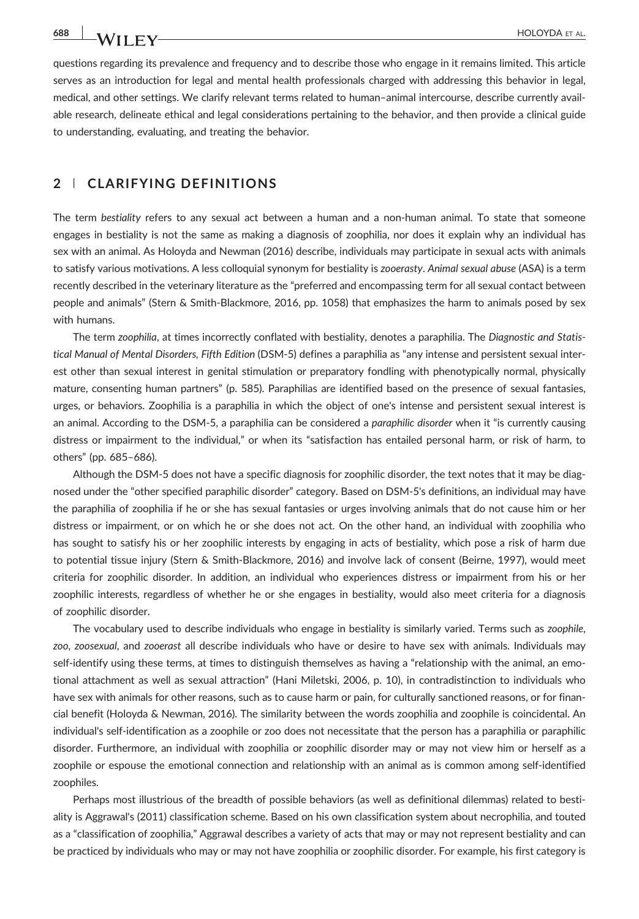questions regarding its prevalence and frequency and to describe those who engage in it remains limited. This article serves as an introduction for legal and mental health professionals charged with addressing this behavior in legal, medical, and other settings. We clarify relevant terms related to human–animal intercourse, describe currently available research, delineate ethical and legal considerations pertaining to the behavior, and then provide a clinical guide to understanding, evaluating, and treating the behavior.

## 2 | CLARIFYING DEFINITIONS

The term *bestiality* refers to any sexual act between a human and a non-human animal. To state that someone engages in bestiality is not the same as making a diagnosis of zoophilia, nor does it explain why an individual has sex with an animal. As Holoyda and Newman (2016) describe, individuals may participate in sexual acts with animals to satisfy various motivations. A less colloquial synonym for bestiality is *zooerasty*. *Animal sexual abuse* (ASA) is a term recently described in the veterinary literature as the "preferred and encompassing term for all sexual contact between people and animals" (Stern & Smith-Blackmore, 2016, pp. 1058) that emphasizes the harm to animals posed by sex with humans.

The term *zoophilia*, at times incorrectly conflated with bestiality, denotes a paraphilia. The *Diagnostic and Statistical Manual of Mental Disorders, Fifth Edition* (DSM-5) defines a paraphilia as "any intense and persistent sexual interest other than sexual interest in genital stimulation or preparatory fondling with phenotypically normal, physically mature, consenting human partners" (p. 585). Paraphilias are identified based on the presence of sexual fantasies, urges, or behaviors. Zoophilia is a paraphilia in which the object of one's intense and persistent sexual interest is an animal. According to the DSM-5, a paraphilia can be considered a *paraphilic disorder* when it "is currently causing distress or impairment to the individual," or when its "satisfaction has entailed personal harm, or risk of harm, to others" (pp. 685–686).

Although the DSM-5 does not have a specific diagnosis for zoophilic disorder, the text notes that it may be diagnosed under the "other specified paraphilic disorder" category. Based on DSM-5's definitions, an individual may have the paraphilia of zoophilia if he or she has sexual fantasies or urges involving animals that do not cause him or her distress or impairment, or on which he or she does not act. On the other hand, an individual with zoophilia who has sought to satisfy his or her zoophilic interests by engaging in acts of bestiality, which pose a risk of harm due to potential tissue injury (Stern & Smith-Blackmore, 2016) and involve lack of consent (Beirne, 1997), would meet criteria for zoophilic disorder. In addition, an individual who experiences distress or impairment from his or her zoophilic interests, regardless of whether he or she engages in bestiality, would also meet criteria for a diagnosis of zoophilic disorder.

The vocabulary used to describe individuals who engage in bestiality is similarly varied. Terms such as *zoophile*, *zoo*, *zoosexual*, and *zooerast* all describe individuals who have or desire to have sex with animals. Individuals may self-identify using these terms, at times to distinguish themselves as having a "relationship with the animal, an emotional attachment as well as sexual attraction" (Hani Miletski, 2006, p. 10), in contradistinction to individuals who have sex with animals for other reasons, such as to cause harm or pain, for culturally sanctioned reasons, or for financial benefit (Holoyda & Newman, 2016). The similarity between the words zoophilia and zoophile is coincidental. An individual's self-identification as a zoophile or zoo does not necessitate that the person has a paraphilia or paraphilic disorder. Furthermore, an individual with zoophilia or zoophilic disorder may or may not view him or herself as a zoophile or espouse the emotional connection and relationship with an animal as is common among self-identified zoophiles.

Perhaps most illustrious of the breadth of possible behaviors (as well as definitional dilemmas) related to bestiality is Aggrawal's (2011) classification scheme. Based on his own classification system about necrophilia, and touted as a "classification of zoophilia," Aggrawal describes a variety of acts that may or may not represent bestiality and can be practiced by individuals who may or may not have zoophilia or zoophilic disorder. For example, his first category is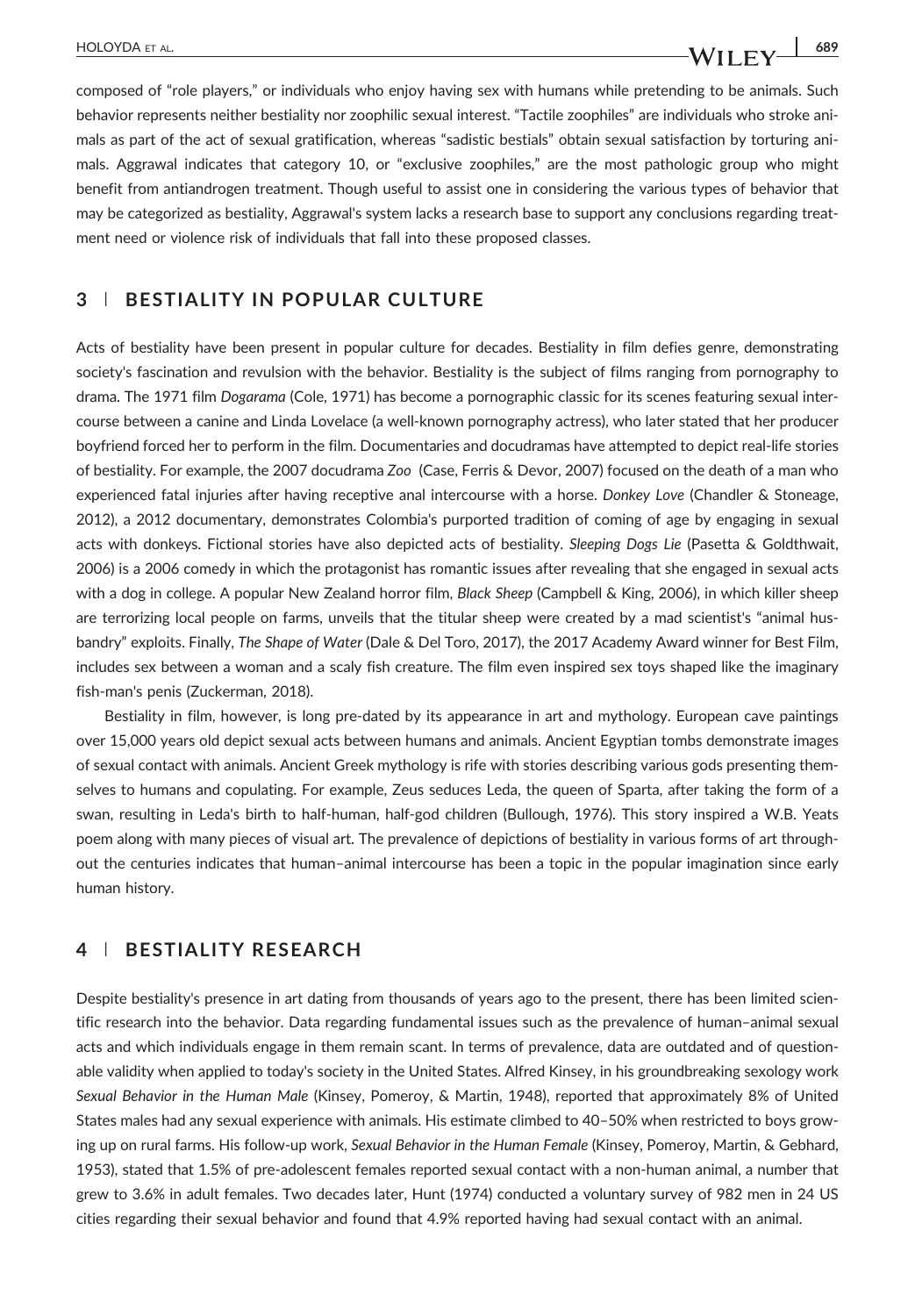composed of "role players," or individuals who enjoy having sex with humans while pretending to be animals. Such behavior represents neither bestiality nor zoophilic sexual interest. "Tactile zoophiles" are individuals who stroke animals as part of the act of sexual gratification, whereas "sadistic bestials" obtain sexual satisfaction by torturing animals. Aggrawal indicates that category 10, or "exclusive zoophiles," are the most pathologic group who might benefit from antiandrogen treatment. Though useful to assist one in considering the various types of behavior that may be categorized as bestiality, Aggrawal's system lacks a research base to support any conclusions regarding treatment need or violence risk of individuals that fall into these proposed classes.

## 3 | BESTIALITY IN POPULAR CULTURE

Acts of bestiality have been present in popular culture for decades. Bestiality in film defies genre, demonstrating society's fascination and revulsion with the behavior. Bestiality is the subject of films ranging from pornography to drama. The 1971 film *Dogarama* (Cole, 1971) has become a pornographic classic for its scenes featuring sexual intercourse between a canine and Linda Lovelace (a well-known pornography actress), who later stated that her producer boyfriend forced her to perform in the film. Documentaries and docudramas have attempted to depict real-life stories of bestiality. For example, the 2007 docudrama *Zoo* (Case, Ferris & Devor, 2007) focused on the death of a man who experienced fatal injuries after having receptive anal intercourse with a horse. *Donkey Love* (Chandler & Stoneage, 2012), a 2012 documentary, demonstrates Colombia's purported tradition of coming of age by engaging in sexual acts with donkeys. Fictional stories have also depicted acts of bestiality. *Sleeping Dogs Lie* (Pasetta & Goldthwait, 2006) is a 2006 comedy in which the protagonist has romantic issues after revealing that she engaged in sexual acts with a dog in college. A popular New Zealand horror film, *Black Sheep* (Campbell & King, 2006), in which killer sheep are terrorizing local people on farms, unveils that the titular sheep were created by a mad scientist's "animal husbandry" exploits. Finally, *The Shape of Water* (Dale & Del Toro, 2017), the 2017 Academy Award winner for Best Film, includes sex between a woman and a scaly fish creature. The film even inspired sex toys shaped like the imaginary fish-man's penis (Zuckerman, 2018).

Bestiality in film, however, is long pre-dated by its appearance in art and mythology. European cave paintings over 15,000 years old depict sexual acts between humans and animals. Ancient Egyptian tombs demonstrate images of sexual contact with animals. Ancient Greek mythology is rife with stories describing various gods presenting themselves to humans and copulating. For example, Zeus seduces Leda, the queen of Sparta, after taking the form of a swan, resulting in Leda's birth to half-human, half-god children (Bullough, 1976). This story inspired a W.B. Yeats poem along with many pieces of visual art. The prevalence of depictions of bestiality in various forms of art throughout the centuries indicates that human–animal intercourse has been a topic in the popular imagination since early human history.

## 4 | BESTIALITY RESEARCH

Despite bestiality's presence in art dating from thousands of years ago to the present, there has been limited scientific research into the behavior. Data regarding fundamental issues such as the prevalence of human–animal sexual acts and which individuals engage in them remain scant. In terms of prevalence, data are outdated and of questionable validity when applied to today's society in the United States. Alfred Kinsey, in his groundbreaking sexology work *Sexual Behavior in the Human Male* (Kinsey, Pomeroy, & Martin, 1948), reported that approximately 8% of United States males had any sexual experience with animals. His estimate climbed to 40–50% when restricted to boys growing up on rural farms. His follow-up work, *Sexual Behavior in the Human Female* (Kinsey, Pomeroy, Martin, & Gebhard, 1953), stated that 1.5% of pre-adolescent females reported sexual contact with a non-human animal, a number that grew to 3.6% in adult females. Two decades later, Hunt (1974) conducted a voluntary survey of 982 men in 24 US cities regarding their sexual behavior and found that 4.9% reported having had sexual contact with an animal.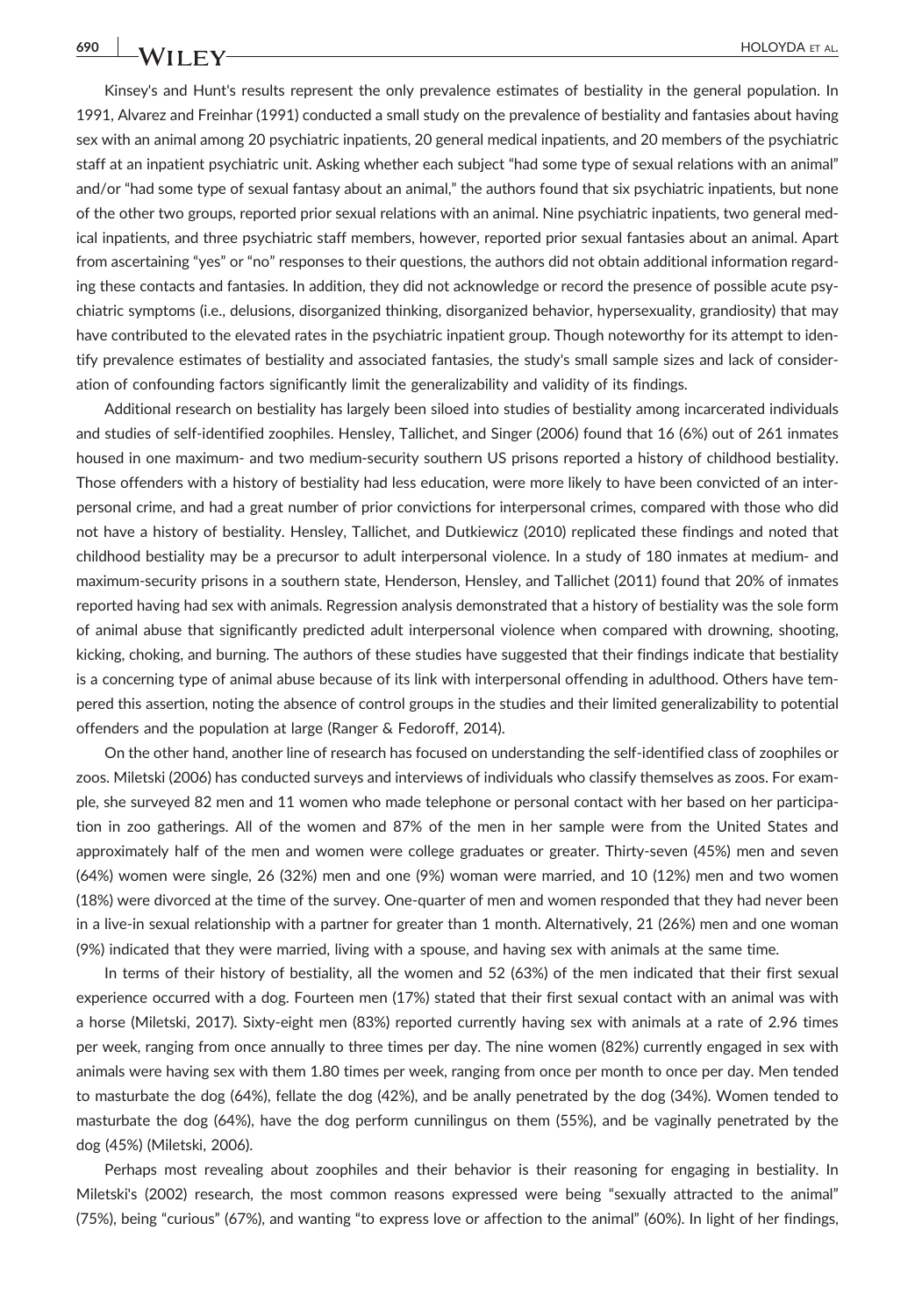Kinsey's and Hunt's results represent the only prevalence estimates of bestiality in the general population. In 1991, Alvarez and Freinhar (1991) conducted a small study on the prevalence of bestiality and fantasies about having sex with an animal among 20 psychiatric inpatients, 20 general medical inpatients, and 20 members of the psychiatric staff at an inpatient psychiatric unit. Asking whether each subject "had some type of sexual relations with an animal" and/or "had some type of sexual fantasy about an animal," the authors found that six psychiatric inpatients, but none of the other two groups, reported prior sexual relations with an animal. Nine psychiatric inpatients, two general medical inpatients, and three psychiatric staff members, however, reported prior sexual fantasies about an animal. Apart from ascertaining "yes" or "no" responses to their questions, the authors did not obtain additional information regarding these contacts and fantasies. In addition, they did not acknowledge or record the presence of possible acute psychiatric symptoms (i.e., delusions, disorganized thinking, disorganized behavior, hypersexuality, grandiosity) that may have contributed to the elevated rates in the psychiatric inpatient group. Though noteworthy for its attempt to identify prevalence estimates of bestiality and associated fantasies, the study's small sample sizes and lack of consideration of confounding factors significantly limit the generalizability and validity of its findings.

Additional research on bestiality has largely been siloed into studies of bestiality among incarcerated individuals and studies of self-identified zoophiles. Hensley, Tallichet, and Singer (2006) found that 16 (6%) out of 261 inmates housed in one maximum- and two medium-security southern US prisons reported a history of childhood bestiality. Those offenders with a history of bestiality had less education, were more likely to have been convicted of an interpersonal crime, and had a great number of prior convictions for interpersonal crimes, compared with those who did not have a history of bestiality. Hensley, Tallichet, and Dutkiewicz (2010) replicated these findings and noted that childhood bestiality may be a precursor to adult interpersonal violence. In a study of 180 inmates at medium- and maximum-security prisons in a southern state, Henderson, Hensley, and Tallichet (2011) found that 20% of inmates reported having had sex with animals. Regression analysis demonstrated that a history of bestiality was the sole form of animal abuse that significantly predicted adult interpersonal violence when compared with drowning, shooting, kicking, choking, and burning. The authors of these studies have suggested that their findings indicate that bestiality is a concerning type of animal abuse because of its link with interpersonal offending in adulthood. Others have tempered this assertion, noting the absence of control groups in the studies and their limited generalizability to potential offenders and the population at large (Ranger & Fedoroff, 2014).

On the other hand, another line of research has focused on understanding the self-identified class of zoophiles or zoos. Miletski (2006) has conducted surveys and interviews of individuals who classify themselves as zoos. For example, she surveyed 82 men and 11 women who made telephone or personal contact with her based on her participation in zoo gatherings. All of the women and 87% of the men in her sample were from the United States and approximately half of the men and women were college graduates or greater. Thirty-seven (45%) men and seven (64%) women were single, 26 (32%) men and one (9%) woman were married, and 10 (12%) men and two women (18%) were divorced at the time of the survey. One-quarter of men and women responded that they had never been in a live-in sexual relationship with a partner for greater than 1 month. Alternatively, 21 (26%) men and one woman (9%) indicated that they were married, living with a spouse, and having sex with animals at the same time.

In terms of their history of bestiality, all the women and 52 (63%) of the men indicated that their first sexual experience occurred with a dog. Fourteen men (17%) stated that their first sexual contact with an animal was with a horse (Miletski, 2017). Sixty-eight men (83%) reported currently having sex with animals at a rate of 2.96 times per week, ranging from once annually to three times per day. The nine women (82%) currently engaged in sex with animals were having sex with them 1.80 times per week, ranging from once per month to once per day. Men tended to masturbate the dog (64%), fellate the dog (42%), and be anally penetrated by the dog (34%). Women tended to masturbate the dog (64%), have the dog perform cunnilingus on them (55%), and be vaginally penetrated by the dog (45%) (Miletski, 2006).

Perhaps most revealing about zoophiles and their behavior is their reasoning for engaging in bestiality. In Miletski's (2002) research, the most common reasons expressed were being "sexually attracted to the animal" (75%), being "curious" (67%), and wanting "to express love or affection to the animal" (60%). In light of her findings,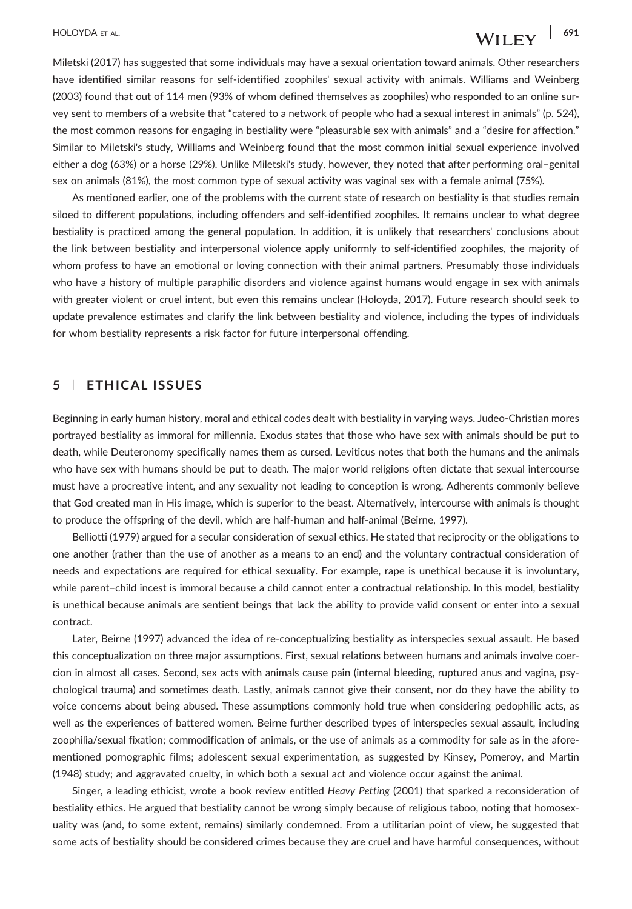Miletski (2017) has suggested that some individuals may have a sexual orientation toward animals. Other researchers have identified similar reasons for self-identified zoophiles' sexual activity with animals. Williams and Weinberg (2003) found that out of 114 men (93% of whom defined themselves as zoophiles) who responded to an online survey sent to members of a website that "catered to a network of people who had a sexual interest in animals" (p. 524), the most common reasons for engaging in bestiality were "pleasurable sex with animals" and a "desire for affection." Similar to Miletski's study, Williams and Weinberg found that the most common initial sexual experience involved either a dog (63%) or a horse (29%). Unlike Miletski's study, however, they noted that after performing oral–genital sex on animals (81%), the most common type of sexual activity was vaginal sex with a female animal (75%).

As mentioned earlier, one of the problems with the current state of research on bestiality is that studies remain siloed to different populations, including offenders and self-identified zoophiles. It remains unclear to what degree bestiality is practiced among the general population. In addition, it is unlikely that researchers' conclusions about the link between bestiality and interpersonal violence apply uniformly to self-identified zoophiles, the majority of whom profess to have an emotional or loving connection with their animal partners. Presumably those individuals who have a history of multiple paraphilic disorders and violence against humans would engage in sex with animals with greater violent or cruel intent, but even this remains unclear (Holoyda, 2017). Future research should seek to update prevalence estimates and clarify the link between bestiality and violence, including the types of individuals for whom bestiality represents a risk factor for future interpersonal offending.

## 5 | ETHICAL ISSUES

Beginning in early human history, moral and ethical codes dealt with bestiality in varying ways. Judeo-Christian mores portrayed bestiality as immoral for millennia. Exodus states that those who have sex with animals should be put to death, while Deuteronomy specifically names them as cursed. Leviticus notes that both the humans and the animals who have sex with humans should be put to death. The major world religions often dictate that sexual intercourse must have a procreative intent, and any sexuality not leading to conception is wrong. Adherents commonly believe that God created man in His image, which is superior to the beast. Alternatively, intercourse with animals is thought to produce the offspring of the devil, which are half-human and half-animal (Beirne, 1997).

Belliotti (1979) argued for a secular consideration of sexual ethics. He stated that reciprocity or the obligations to one another (rather than the use of another as a means to an end) and the voluntary contractual consideration of needs and expectations are required for ethical sexuality. For example, rape is unethical because it is involuntary, while parent–child incest is immoral because a child cannot enter a contractual relationship. In this model, bestiality is unethical because animals are sentient beings that lack the ability to provide valid consent or enter into a sexual contract.

Later, Beirne (1997) advanced the idea of re-conceptualizing bestiality as interspecies sexual assault. He based this conceptualization on three major assumptions. First, sexual relations between humans and animals involve coercion in almost all cases. Second, sex acts with animals cause pain (internal bleeding, ruptured anus and vagina, psychological trauma) and sometimes death. Lastly, animals cannot give their consent, nor do they have the ability to voice concerns about being abused. These assumptions commonly hold true when considering pedophilic acts, as well as the experiences of battered women. Beirne further described types of interspecies sexual assault, including zoophilia/sexual fixation; commodification of animals, or the use of animals as a commodity for sale as in the aforementioned pornographic films; adolescent sexual experimentation, as suggested by Kinsey, Pomeroy, and Martin (1948) study; and aggravated cruelty, in which both a sexual act and violence occur against the animal.

Singer, a leading ethicist, wrote a book review entitled *Heavy Petting* (2001) that sparked a reconsideration of bestiality ethics. He argued that bestiality cannot be wrong simply because of religious taboo, noting that homosexuality was (and, to some extent, remains) similarly condemned. From a utilitarian point of view, he suggested that some acts of bestiality should be considered crimes because they are cruel and have harmful consequences, without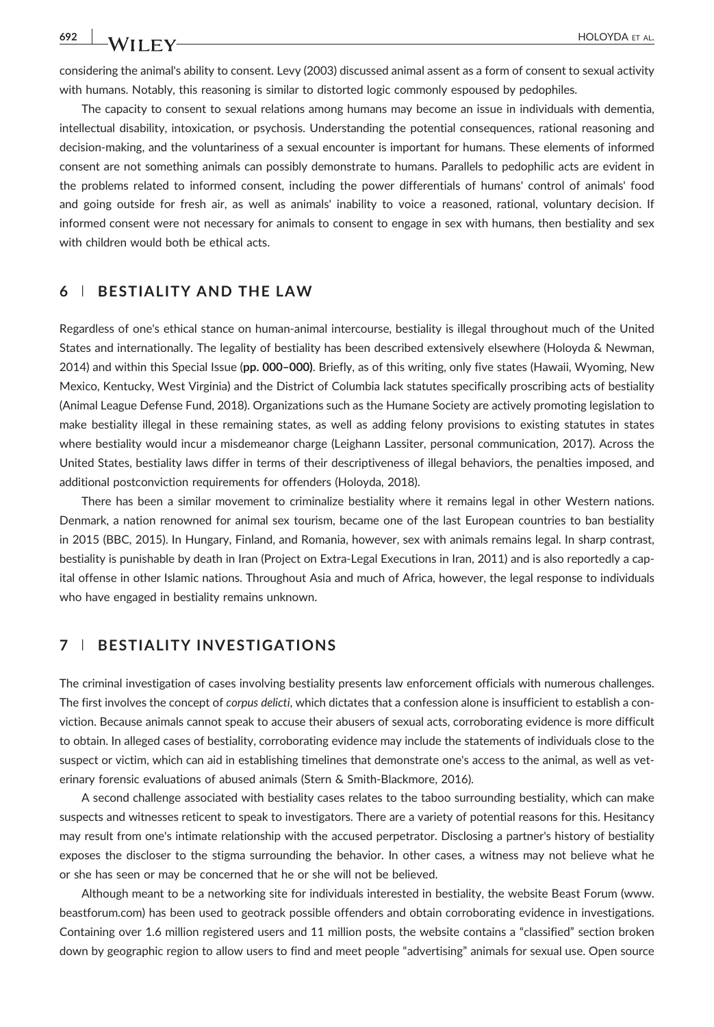considering the animal's ability to consent. Levy (2003) discussed animal assent as a form of consent to sexual activity with humans. Notably, this reasoning is similar to distorted logic commonly espoused by pedophiles.

The capacity to consent to sexual relations among humans may become an issue in individuals with dementia, intellectual disability, intoxication, or psychosis. Understanding the potential consequences, rational reasoning and decision-making, and the voluntariness of a sexual encounter is important for humans. These elements of informed consent are not something animals can possibly demonstrate to humans. Parallels to pedophilic acts are evident in the problems related to informed consent, including the power differentials of humans' control of animals' food and going outside for fresh air, as well as animals' inability to voice a reasoned, rational, voluntary decision. If informed consent were not necessary for animals to consent to engage in sex with humans, then bestiality and sex with children would both be ethical acts.

## 6 | BESTIALITY AND THE LAW

Regardless of one's ethical stance on human-animal intercourse, bestiality is illegal throughout much of the United States and internationally. The legality of bestiality has been described extensively elsewhere (Holoyda & Newman, 2014) and within this Special Issue (**pp. 000–000**). Briefly, as of this writing, only five states (Hawaii, Wyoming, New Mexico, Kentucky, West Virginia) and the District of Columbia lack statutes specifically proscribing acts of bestiality (Animal League Defense Fund, 2018). Organizations such as the Humane Society are actively promoting legislation to make bestiality illegal in these remaining states, as well as adding felony provisions to existing statutes in states where bestiality would incur a misdemeanor charge (Leighann Lassiter, personal communication, 2017). Across the United States, bestiality laws differ in terms of their descriptiveness of illegal behaviors, the penalties imposed, and additional postconviction requirements for offenders (Holoyda, 2018).

There has been a similar movement to criminalize bestiality where it remains legal in other Western nations. Denmark, a nation renowned for animal sex tourism, became one of the last European countries to ban bestiality in 2015 (BBC, 2015). In Hungary, Finland, and Romania, however, sex with animals remains legal. In sharp contrast, bestiality is punishable by death in Iran (Project on Extra-Legal Executions in Iran, 2011) and is also reportedly a capital offense in other Islamic nations. Throughout Asia and much of Africa, however, the legal response to individuals who have engaged in bestiality remains unknown.

## 7 | BESTIALITY INVESTIGATIONS

The criminal investigation of cases involving bestiality presents law enforcement officials with numerous challenges. The first involves the concept of *corpus delicti*, which dictates that a confession alone is insufficient to establish a conviction. Because animals cannot speak to accuse their abusers of sexual acts, corroborating evidence is more difficult to obtain. In alleged cases of bestiality, corroborating evidence may include the statements of individuals close to the suspect or victim, which can aid in establishing timelines that demonstrate one's access to the animal, as well as veterinary forensic evaluations of abused animals (Stern & Smith-Blackmore, 2016).

A second challenge associated with bestiality cases relates to the taboo surrounding bestiality, which can make suspects and witnesses reticent to speak to investigators. There are a variety of potential reasons for this. Hesitancy may result from one's intimate relationship with the accused perpetrator. Disclosing a partner's history of bestiality exposes the discloser to the stigma surrounding the behavior. In other cases, a witness may not believe what he or she has seen or may be concerned that he or she will not be believed.

Although meant to be a networking site for individuals interested in bestiality, the website Beast Forum (www.beastforum.com) has been used to geotrack possible offenders and obtain corroborating evidence in investigations. Containing over 1.6 million registered users and 11 million posts, the website contains a "classified" section broken down by geographic region to allow users to find and meet people "advertising" animals for sexual use. Open source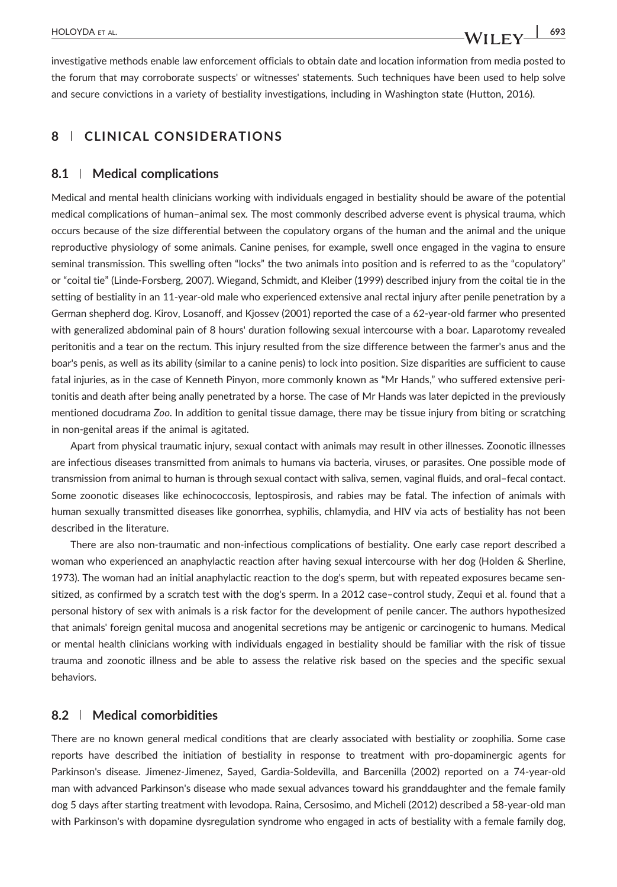investigative methods enable law enforcement officials to obtain date and location information from media posted to the forum that may corroborate suspects' or witnesses' statements. Such techniques have been used to help solve and secure convictions in a variety of bestiality investigations, including in Washington state (Hutton, 2016).

## 8 | CLINICAL CONSIDERATIONS

### 8.1 | Medical complications

Medical and mental health clinicians working with individuals engaged in bestiality should be aware of the potential medical complications of human–animal sex. The most commonly described adverse event is physical trauma, which occurs because of the size differential between the copulatory organs of the human and the animal and the unique reproductive physiology of some animals. Canine penises, for example, swell once engaged in the vagina to ensure seminal transmission. This swelling often "locks" the two animals into position and is referred to as the "copulatory" or "coital tie" (Linde-Forsberg, 2007). Wiegand, Schmidt, and Kleiber (1999) described injury from the coital tie in the setting of bestiality in an 11-year-old male who experienced extensive anal rectal injury after penile penetration by a German shepherd dog. Kirov, Losanoff, and Kjossev (2001) reported the case of a 62-year-old farmer who presented with generalized abdominal pain of 8 hours' duration following sexual intercourse with a boar. Laparotomy revealed peritonitis and a tear on the rectum. This injury resulted from the size difference between the farmer's anus and the boar's penis, as well as its ability (similar to a canine penis) to lock into position. Size disparities are sufficient to cause fatal injuries, as in the case of Kenneth Pinyon, more commonly known as "Mr Hands," who suffered extensive peritonitis and death after being anally penetrated by a horse. The case of Mr Hands was later depicted in the previously mentioned docudrama *Zoo*. In addition to genital tissue damage, there may be tissue injury from biting or scratching in non-genital areas if the animal is agitated.

Apart from physical traumatic injury, sexual contact with animals may result in other illnesses. Zoonotic illnesses are infectious diseases transmitted from animals to humans via bacteria, viruses, or parasites. One possible mode of transmission from animal to human is through sexual contact with saliva, semen, vaginal fluids, and oral–fecal contact. Some zoonotic diseases like echinococcosis, leptospirosis, and rabies may be fatal. The infection of animals with human sexually transmitted diseases like gonorrhea, syphilis, chlamydia, and HIV via acts of bestiality has not been described in the literature.

There are also non-traumatic and non-infectious complications of bestiality. One early case report described a woman who experienced an anaphylactic reaction after having sexual intercourse with her dog (Holden & Sherline, 1973). The woman had an initial anaphylactic reaction to the dog's sperm, but with repeated exposures became sensitized, as confirmed by a scratch test with the dog's sperm. In a 2012 case–control study, Zequi et al. found that a personal history of sex with animals is a risk factor for the development of penile cancer. The authors hypothesized that animals' foreign genital mucosa and anogenital secretions may be antigenic or carcinogenic to humans. Medical or mental health clinicians working with individuals engaged in bestiality should be familiar with the risk of tissue trauma and zoonotic illness and be able to assess the relative risk based on the species and the specific sexual behaviors.

### 8.2 | Medical comorbidities

There are no known general medical conditions that are clearly associated with bestiality or zoophilia. Some case reports have described the initiation of bestiality in response to treatment with pro-dopaminergic agents for Parkinson's disease. Jimenez-Jimenez, Sayed, Gardia-Soldevilla, and Barcenilla (2002) reported on a 74-year-old man with advanced Parkinson's disease who made sexual advances toward his granddaughter and the female family dog 5 days after starting treatment with levodopa. Raina, Cersosimo, and Micheli (2012) described a 58-year-old man with Parkinson's with dopamine dysregulation syndrome who engaged in acts of bestiality with a female family dog,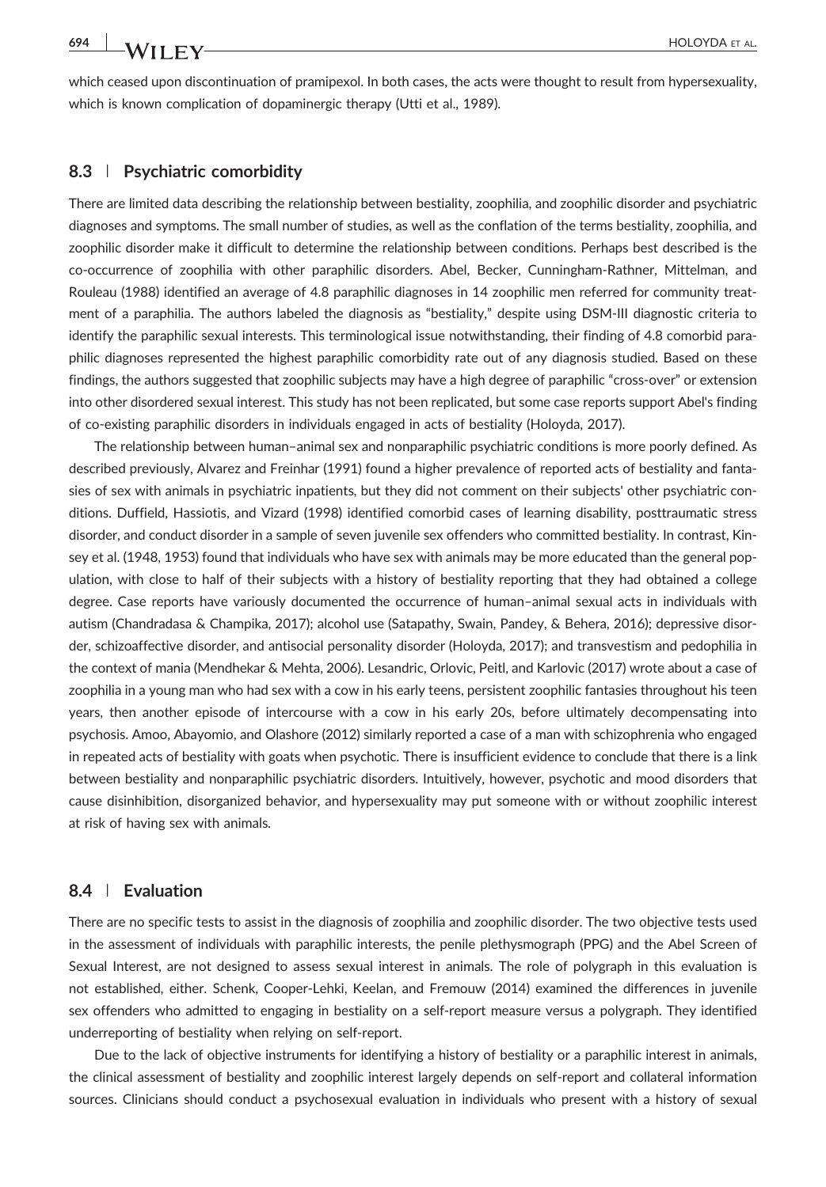which ceased upon discontinuation of pramipexol. In both cases, the acts were thought to result from hypersexuality, which is known complication of dopaminergic therapy (Utti et al., 1989).

### 8.3 | Psychiatric comorbidity

There are limited data describing the relationship between bestiality, zoophilia, and zoophilic disorder and psychiatric diagnoses and symptoms. The small number of studies, as well as the conflation of the terms bestiality, zoophilia, and zoophilic disorder make it difficult to determine the relationship between conditions. Perhaps best described is the co-occurrence of zoophilia with other paraphilic disorders. Abel, Becker, Cunningham-Rathner, Mittelman, and Rouleau (1988) identified an average of 4.8 paraphilic diagnoses in 14 zoophilic men referred for community treatment of a paraphilia. The authors labeled the diagnosis as "bestiality," despite using DSM-III diagnostic criteria to identify the paraphilic sexual interests. This terminological issue notwithstanding, their finding of 4.8 comorbid paraphilic diagnoses represented the highest paraphilic comorbidity rate out of any diagnosis studied. Based on these findings, the authors suggested that zoophilic subjects may have a high degree of paraphilic "cross-over" or extension into other disordered sexual interest. This study has not been replicated, but some case reports support Abel's finding of co-existing paraphilic disorders in individuals engaged in acts of bestiality (Holoyda, 2017).

The relationship between human–animal sex and nonparaphilic psychiatric conditions is more poorly defined. As described previously, Alvarez and Freinhar (1991) found a higher prevalence of reported acts of bestiality and fantasies of sex with animals in psychiatric inpatients, but they did not comment on their subjects' other psychiatric conditions. Duffield, Hassiotis, and Vizard (1998) identified comorbid cases of learning disability, posttraumatic stress disorder, and conduct disorder in a sample of seven juvenile sex offenders who committed bestiality. In contrast, Kinsey et al. (1948, 1953) found that individuals who have sex with animals may be more educated than the general population, with close to half of their subjects with a history of bestiality reporting that they had obtained a college degree. Case reports have variously documented the occurrence of human–animal sexual acts in individuals with autism (Chandradasa & Champika, 2017); alcohol use (Satapathy, Swain, Pandey, & Behera, 2016); depressive disorder, schizoaffective disorder, and antisocial personality disorder (Holoyda, 2017); and transvestism and pedophilia in the context of mania (Mendhekar & Mehta, 2006). Lesandric, Orlovic, Peitl, and Karlovic (2017) wrote about a case of zoophilia in a young man who had sex with a cow in his early teens, persistent zoophilic fantasies throughout his teen years, then another episode of intercourse with a cow in his early 20s, before ultimately decompensating into psychosis. Amoo, Abayomio, and Olashore (2012) similarly reported a case of a man with schizophrenia who engaged in repeated acts of bestiality with goats when psychotic. There is insufficient evidence to conclude that there is a link between bestiality and nonparaphilic psychiatric disorders. Intuitively, however, psychotic and mood disorders that cause disinhibition, disorganized behavior, and hypersexuality may put someone with or without zoophilic interest at risk of having sex with animals.

### 8.4 | Evaluation

There are no specific tests to assist in the diagnosis of zoophilia and zoophilic disorder. The two objective tests used in the assessment of individuals with paraphilic interests, the penile plethysmograph (PPG) and the Abel Screen of Sexual Interest, are not designed to assess sexual interest in animals. The role of polygraph in this evaluation is not established, either. Schenk, Cooper-Lehki, Keelan, and Fremouw (2014) examined the differences in juvenile sex offenders who admitted to engaging in bestiality on a self-report measure versus a polygraph. They identified underreporting of bestiality when relying on self-report.

Due to the lack of objective instruments for identifying a history of bestiality or a paraphilic interest in animals, the clinical assessment of bestiality and zoophilic interest largely depends on self-report and collateral information sources. Clinicians should conduct a psychosexual evaluation in individuals who present with a history of sexual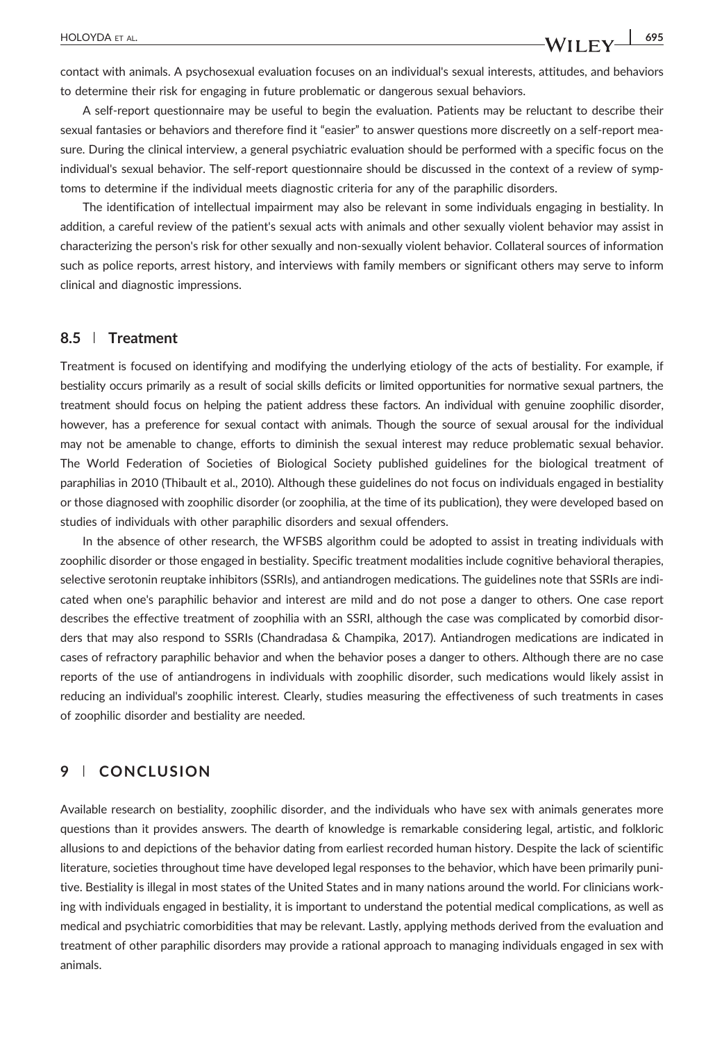contact with animals. A psychosexual evaluation focuses on an individual's sexual interests, attitudes, and behaviors to determine their risk for engaging in future problematic or dangerous sexual behaviors.

A self-report questionnaire may be useful to begin the evaluation. Patients may be reluctant to describe their sexual fantasies or behaviors and therefore find it "easier" to answer questions more discreetly on a self-report measure. During the clinical interview, a general psychiatric evaluation should be performed with a specific focus on the individual's sexual behavior. The self-report questionnaire should be discussed in the context of a review of symptoms to determine if the individual meets diagnostic criteria for any of the paraphilic disorders.

The identification of intellectual impairment may also be relevant in some individuals engaging in bestiality. In addition, a careful review of the patient's sexual acts with animals and other sexually violent behavior may assist in characterizing the person's risk for other sexually and non-sexually violent behavior. Collateral sources of information such as police reports, arrest history, and interviews with family members or significant others may serve to inform clinical and diagnostic impressions.

### 8.5 | Treatment

Treatment is focused on identifying and modifying the underlying etiology of the acts of bestiality. For example, if bestiality occurs primarily as a result of social skills deficits or limited opportunities for normative sexual partners, the treatment should focus on helping the patient address these factors. An individual with genuine zoophilic disorder, however, has a preference for sexual contact with animals. Though the source of sexual arousal for the individual may not be amenable to change, efforts to diminish the sexual interest may reduce problematic sexual behavior. The World Federation of Societies of Biological Society published guidelines for the biological treatment of paraphilias in 2010 (Thibault et al., 2010). Although these guidelines do not focus on individuals engaged in bestiality or those diagnosed with zoophilic disorder (or zoophilia, at the time of its publication), they were developed based on studies of individuals with other paraphilic disorders and sexual offenders.

In the absence of other research, the WFSBS algorithm could be adopted to assist in treating individuals with zoophilic disorder or those engaged in bestiality. Specific treatment modalities include cognitive behavioral therapies, selective serotonin reuptake inhibitors (SSRIs), and antiandrogen medications. The guidelines note that SSRIs are indicated when one's paraphilic behavior and interest are mild and do not pose a danger to others. One case report describes the effective treatment of zoophilia with an SSRI, although the case was complicated by comorbid disorders that may also respond to SSRIs (Chandradasa & Champika, 2017). Antiandrogen medications are indicated in cases of refractory paraphilic behavior and when the behavior poses a danger to others. Although there are no case reports of the use of antiandrogens in individuals with zoophilic disorder, such medications would likely assist in reducing an individual's zoophilic interest. Clearly, studies measuring the effectiveness of such treatments in cases of zoophilic disorder and bestiality are needed.

## 9 | CONCLUSION

Available research on bestiality, zoophilic disorder, and the individuals who have sex with animals generates more questions than it provides answers. The dearth of knowledge is remarkable considering legal, artistic, and folkloric allusions to and depictions of the behavior dating from earliest recorded human history. Despite the lack of scientific literature, societies throughout time have developed legal responses to the behavior, which have been primarily punitive. Bestiality is illegal in most states of the United States and in many nations around the world. For clinicians working with individuals engaged in bestiality, it is important to understand the potential medical complications, as well as medical and psychiatric comorbidities that may be relevant. Lastly, applying methods derived from the evaluation and treatment of other paraphilic disorders may provide a rational approach to managing individuals engaged in sex with animals.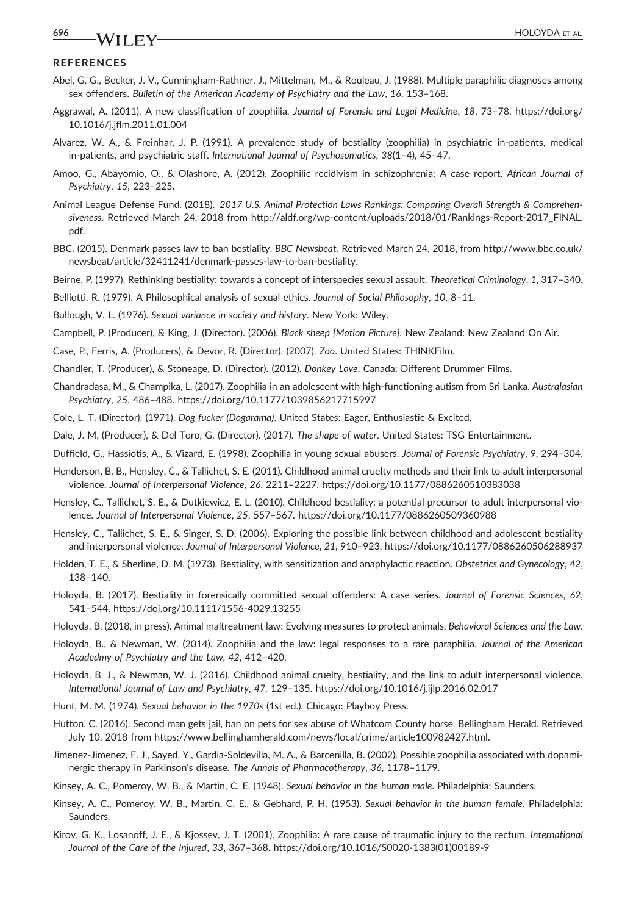## REFERENCES

Abel, G. G., Becker, J. V., Cunningham-Rathner, J., Mittelman, M., & Rouleau, J. (1988). Multiple paraphilic diagnoses among sex offenders. *Bulletin of the American Academy of Psychiatry and the Law*, *16*, 153–168.

Aggrawal, A. (2011). A new classification of zoophilia. *Journal of Forensic and Legal Medicine*, *18*, 73–78. https://doi.org/10.1016/j.jflm.2011.01.004

Alvarez, W. A., & Freinhar, J. P. (1991). A prevalence study of bestiality (zoophilia) in psychiatric in-patients, medical in-patients, and psychiatric staff. *International Journal of Psychosomatics*, *38*(1–4), 45–47.

Amoo, G., Abayomio, O., & Olashore, A. (2012). Zoophilic recidivism in schizophrenia: A case report. *African Journal of Psychiatry*, *15*, 223–225.

Animal League Defense Fund. (2018). *2017 U.S. Animal Protection Laws Rankings: Comparing Overall Strength & Comprehensiveness*. Retrieved March 24, 2018 from http://aldf.org/wp-content/uploads/2018/01/Rankings-Report-2017_FINAL.pdf.

BBC. (2015). Denmark passes law to ban bestiality. *BBC Newsbeat*. Retrieved March 24, 2018, from http://www.bbc.co.uk/newsbeat/article/32411241/denmark-passes-law-to-ban-bestiality.

Beirne, P. (1997). Rethinking bestiality: towards a concept of interspecies sexual assault. *Theoretical Criminology*, *1*, 317–340.

Belliotti, R. (1979). A Philosophical analysis of sexual ethics. *Journal of Social Philosophy*, *10*, 8–11.

Bullough, V. L. (1976). *Sexual variance in society and history*. New York: Wiley.

Campbell, P. (Producer), & King, J. (Director). (2006). *Black sheep [Motion Picture]*. New Zealand: New Zealand On Air.

Case, P., Ferris, A. (Producers), & Devor, R. (Director). (2007). *Zoo*. United States: THINKFilm.

Chandler, T. (Producer), & Stoneage, D. (Director). (2012). *Donkey Love*. Canada: Different Drummer Films.

Chandradasa, M., & Champika, L. (2017). Zoophilia in an adolescent with high-functioning autism from Sri Lanka. *Australasian Psychiatry*, *25*, 486–488. https://doi.org/10.1177/1039856217715997

Cole, L. T. (Director). (1971). *Dog fucker (Dogarama)*. United States: Eager, Enthusiastic & Excited.

Dale, J. M. (Producer), & Del Toro, G. (Director). (2017). *The shape of water*. United States: TSG Entertainment.

Duffield, G., Hassiotis, A., & Vizard, E. (1998). Zoophilia in young sexual abusers. *Journal of Forensic Psychiatry*, *9*, 294–304.

Henderson, B. B., Hensley, C., & Tallichet, S. E. (2011). Childhood animal cruelty methods and their link to adult interpersonal violence. *Journal of Interpersonal Violence*, *26*, 2211–2227. https://doi.org/10.1177/0886260510383038

Hensley, C., Tallichet, S. E., & Dutkiewicz, E. L. (2010). Childhood bestiality: a potential precursor to adult interpersonal violence. *Journal of Interpersonal Violence*, *25*, 557–567. https://doi.org/10.1177/0886260509360988

Hensley, C., Tallichet, S. E., & Singer, S. D. (2006). Exploring the possible link between childhood and adolescent bestiality and interpersonal violence. *Journal of Interpersonal Violence*, *21*, 910–923. https://doi.org/10.1177/0886260506288937

Holden, T. E., & Sherline, D. M. (1973). Bestiality, with sensitization and anaphylactic reaction. *Obstetrics and Gynecology*, *42*, 138–140.

Holoyda, B. (2017). Bestiality in forensically committed sexual offenders: A case series. *Journal of Forensic Sciences*, *62*, 541–544. https://doi.org/10.1111/1556-4029.13255

Holoyda, B. (2018, in press). Animal maltreatment law: Evolving measures to protect animals. *Behavioral Sciences and the Law*.

Holoyda, B., & Newman, W. (2014). Zoophilia and the law: legal responses to a rare paraphilia. *Journal of the American Academy of Psychiatry and the Law*, *42*, 412–420.

Holoyda, B. J., & Newman, W. J. (2016). Childhood animal cruelty, bestiality, and the link to adult interpersonal violence. *International Journal of Law and Psychiatry*, *47*, 129–135. https://doi.org/10.1016/j.ijlp.2016.02.017

Hunt, M. M. (1974). *Sexual behavior in the 1970s* (1st ed.). Chicago: Playboy Press.

Hutton, C. (2016). Second man gets jail, ban on pets for sex abuse of Whatcom County horse. Bellingham Herald. Retrieved July 10, 2018 from https://www.bellinghamherald.com/news/local/crime/article100982427.html.

Jimenez-Jimenez, F. J., Sayed, Y., Gardia-Soldevilla, M. A., & Barcenilla, B. (2002). Possible zoophilia associated with dopaminergic therapy in Parkinson's disease. *The Annals of Pharmacotherapy*, *36*, 1178–1179.

Kinsey, A. C., Pomeroy, W. B., & Martin, C. E. (1948). *Sexual behavior in the human male*. Philadelphia: Saunders.

Kinsey, A. C., Pomeroy, W. B., Martin, C. E., & Gebhard, P. H. (1953). *Sexual behavior in the human female*. Philadelphia: Saunders.

Kirov, G. K., Losanoff, J. E., & Kjossev, J. T. (2001). Zoophilia: A rare cause of traumatic injury to the rectum. *International Journal of the Care of the Injured*, *33*, 367–368. https://doi.org/10.1016/S0020-1383(01)00189-9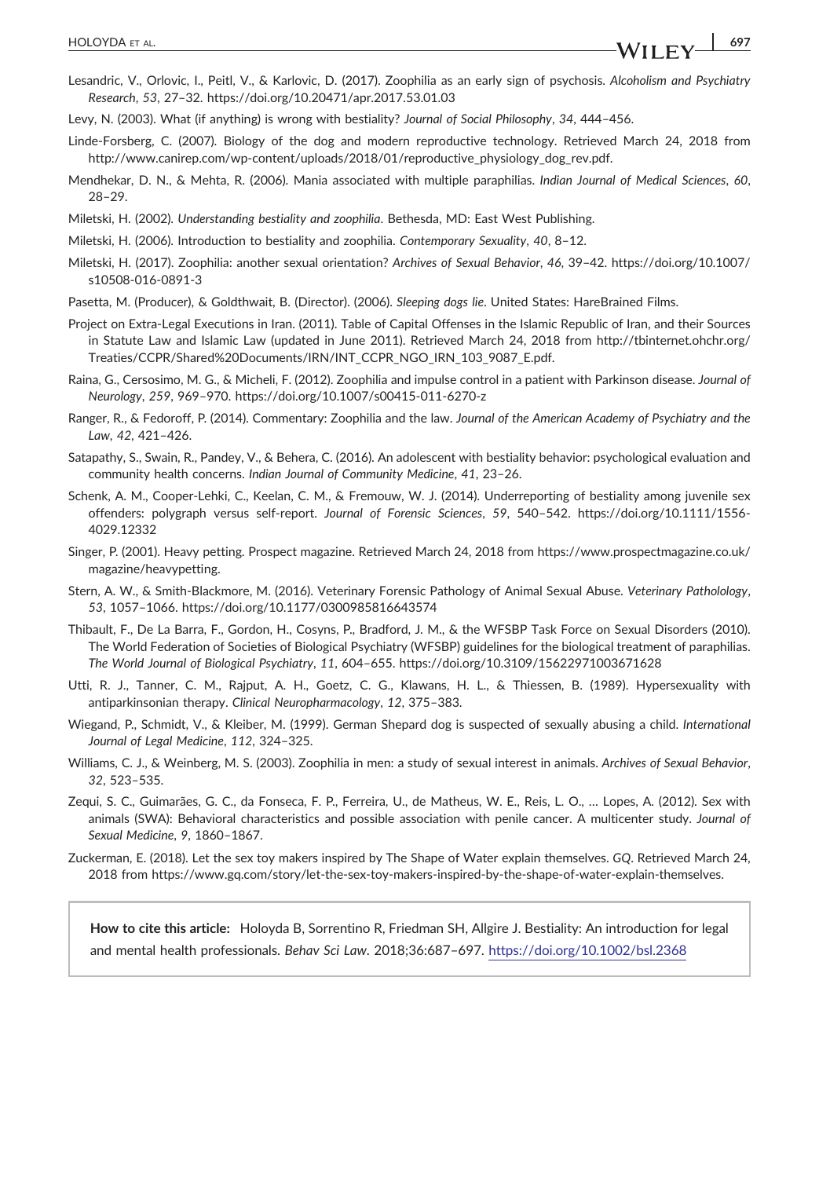Lesandric, V., Orlovic, I., Peitl, V., & Karlovic, D. (2017). Zoophilia as an early sign of psychosis. *Alcoholism and Psychiatry Research*, *53*, 27–32. https://doi.org/10.20471/apr.2017.53.01.03

Levy, N. (2003). What (if anything) is wrong with bestiality? *Journal of Social Philosophy*, *34*, 444–456.

Linde-Forsberg, C. (2007). Biology of the dog and modern reproductive technology. Retrieved March 24, 2018 from http://www.canirep.com/wp-content/uploads/2018/01/reproductive_physiology_dog_rev.pdf.

Mendhekar, D. N., & Mehta, R. (2006). Mania associated with multiple paraphilias. *Indian Journal of Medical Sciences*, *60*, 28–29.

Miletski, H. (2002). *Understanding bestiality and zoophilia*. Bethesda, MD: East West Publishing.

Miletski, H. (2006). Introduction to bestiality and zoophilia. *Contemporary Sexuality*, *40*, 8–12.

Miletski, H. (2017). Zoophilia: another sexual orientation? *Archives of Sexual Behavior*, *46*, 39–42. https://doi.org/10.1007/s10508-016-0891-3

Pasetta, M. (Producer), & Goldthwait, B. (Director). (2006). *Sleeping dogs lie*. United States: HareBrained Films.

Project on Extra-Legal Executions in Iran. (2011). Table of Capital Offenses in the Islamic Republic of Iran, and their Sources in Statute Law and Islamic Law (updated in June 2011). Retrieved March 24, 2018 from http://tbinternet.ohchr.org/Treaties/CCPR/Shared%20Documents/IRN/INT_CCPR_NGO_IRN_103_9087_E.pdf.

Raina, G., Cersosimo, M. G., & Micheli, F. (2012). Zoophilia and impulse control in a patient with Parkinson disease. *Journal of Neurology*, *259*, 969–970. https://doi.org/10.1007/s00415-011-6270-z

Ranger, R., & Fedoroff, P. (2014). Commentary: Zoophilia and the law. *Journal of the American Academy of Psychiatry and the Law*, *42*, 421–426.

Satapathy, S., Swain, R., Pandey, V., & Behera, C. (2016). An adolescent with bestiality behavior: psychological evaluation and community health concerns. *Indian Journal of Community Medicine*, *41*, 23–26.

Schenk, A. M., Cooper-Lehki, C., Keelan, C. M., & Fremouw, W. J. (2014). Underreporting of bestiality among juvenile sex offenders: polygraph versus self-report. *Journal of Forensic Sciences*, *59*, 540–542. https://doi.org/10.1111/1556-4029.12332

Singer, P. (2001). Heavy petting. Prospect magazine. Retrieved March 24, 2018 from https://www.prospectmagazine.co.uk/magazine/heavypetting.

Stern, A. W., & Smith-Blackmore, M. (2016). Veterinary Forensic Pathology of Animal Sexual Abuse. *Veterinary Patholology*, *53*, 1057–1066. https://doi.org/10.1177/0300985816643574

Thibault, F., De La Barra, F., Gordon, H., Cosyns, P., Bradford, J. M., & the WFSBP Task Force on Sexual Disorders (2010). The World Federation of Societies of Biological Psychiatry (WFSBP) guidelines for the biological treatment of paraphilias. *The World Journal of Biological Psychiatry*, *11*, 604–655. https://doi.org/10.3109/15622971003671628

Utti, R. J., Tanner, C. M., Rajput, A. H., Goetz, C. G., Klawans, H. L., & Thiessen, B. (1989). Hypersexuality with antiparkinsonian therapy. *Clinical Neuropharmacology*, *12*, 375–383.

Wiegand, P., Schmidt, V., & Kleiber, M. (1999). German Shepard dog is suspected of sexually abusing a child. *International Journal of Legal Medicine*, *112*, 324–325.

Williams, C. J., & Weinberg, M. S. (2003). Zoophilia in men: a study of sexual interest in animals. *Archives of Sexual Behavior*, *32*, 523–535.

Zequi, S. C., Guimarães, G. C., da Fonseca, F. P., Ferreira, U., de Matheus, W. E., Reis, L. O., … Lopes, A. (2012). Sex with animals (SWA): Behavioral characteristics and possible association with penile cancer. A multicenter study. *Journal of Sexual Medicine*, *9*, 1860–1867.

Zuckerman, E. (2018). Let the sex toy makers inspired by The Shape of Water explain themselves. *GQ*. Retrieved March 24, 2018 from https://www.gq.com/story/let-the-sex-toy-makers-inspired-by-the-shape-of-water-explain-themselves.

**How to cite this article:** Holoyda B, Sorrentino R, Friedman SH, Allgire J. Bestiality: An introduction for legal and mental health professionals. *Behav Sci Law*. 2018;36:687–697. https://doi.org/10.1002/bsl.2368